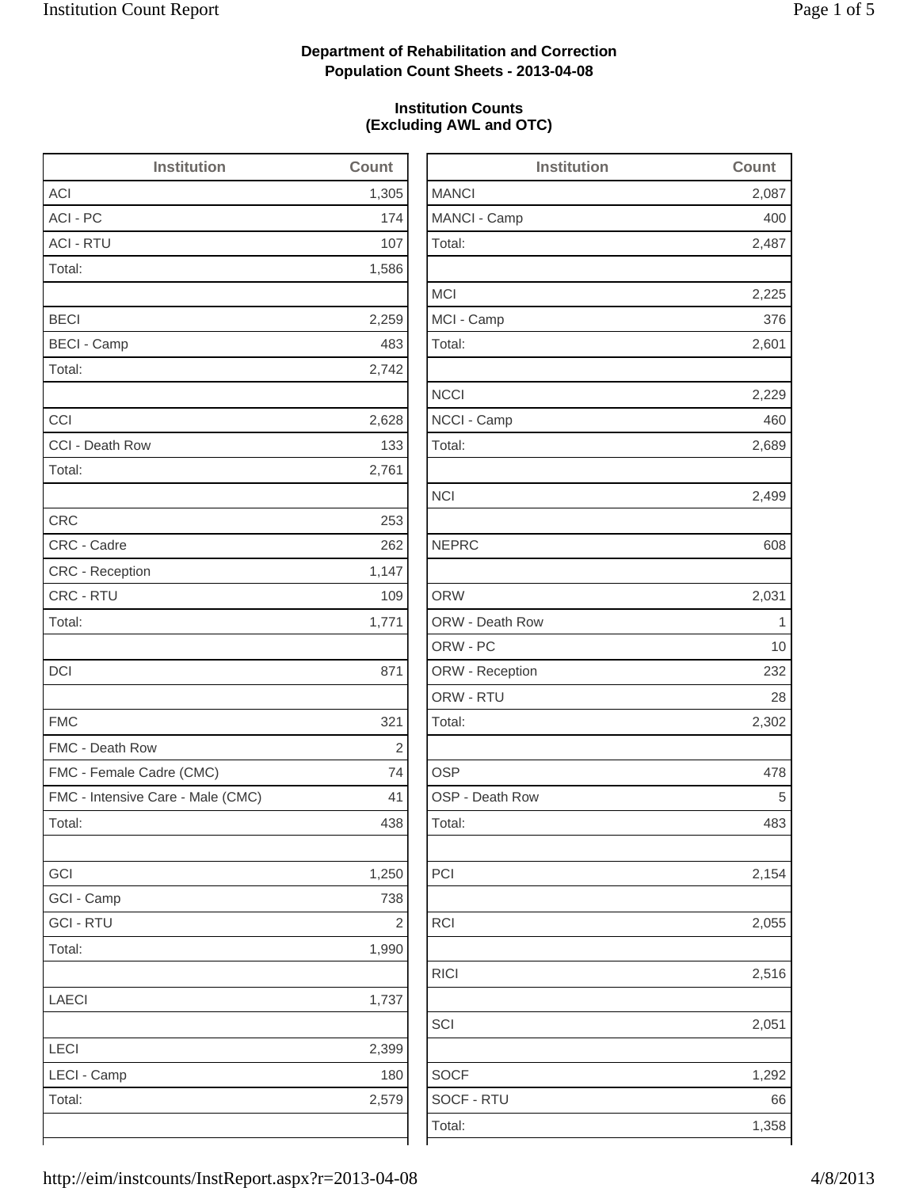**Department of Rehabilitation and Correction**
**Population Count Sheets - 2013-04-08**

**Institution Counts**
**(Excluding AWL and OTC)**

| Institution | Count |
|---|---|
| ACI | 1,305 |
| ACI - PC | 174 |
| ACI - RTU | 107 |
| Total: | 1,586 |
| | |
| BECI | 2,259 |
| BECI - Camp | 483 |
| Total: | 2,742 |
| | |
| CCI | 2,628 |
| CCI - Death Row | 133 |
| Total: | 2,761 |
| | |
| CRC | 253 |
| CRC - Cadre | 262 |
| CRC - Reception | 1,147 |
| CRC - RTU | 109 |
| Total: | 1,771 |
| | |
| DCI | 871 |
| | |
| FMC | 321 |
| FMC - Death Row | 2 |
| FMC - Female Cadre (CMC) | 74 |
| FMC - Intensive Care - Male (CMC) | 41 |
| Total: | 438 |
| | |
| GCI | 1,250 |
| GCI - Camp | 738 |
| GCI - RTU | 2 |
| Total: | 1,990 |
| | |
| LAECI | 1,737 |
| | |
| LECI | 2,399 |
| LECI - Camp | 180 |
| Total: | 2,579 |

| Institution | Count |
|---|---|
| MANCI | 2,087 |
| MANCI - Camp | 400 |
| Total: | 2,487 |
| | |
| MCI | 2,225 |
| MCI - Camp | 376 |
| Total: | 2,601 |
| | |
| NCCI | 2,229 |
| NCCI - Camp | 460 |
| Total: | 2,689 |
| | |
| NCI | 2,499 |
| | |
| NEPRC | 608 |
| | |
| ORW | 2,031 |
| ORW - Death Row | 1 |
| ORW - PC | 10 |
| ORW - Reception | 232 |
| ORW - RTU | 28 |
| Total: | 2,302 |
| | |
| OSP | 478 |
| OSP - Death Row | 5 |
| Total: | 483 |
| | |
| PCI | 2,154 |
| | |
| RCI | 2,055 |
| | |
| RICI | 2,516 |
| | |
| SCI | 2,051 |
| | |
| SOCF | 1,292 |
| SOCF - RTU | 66 |
| Total: | 1,358 |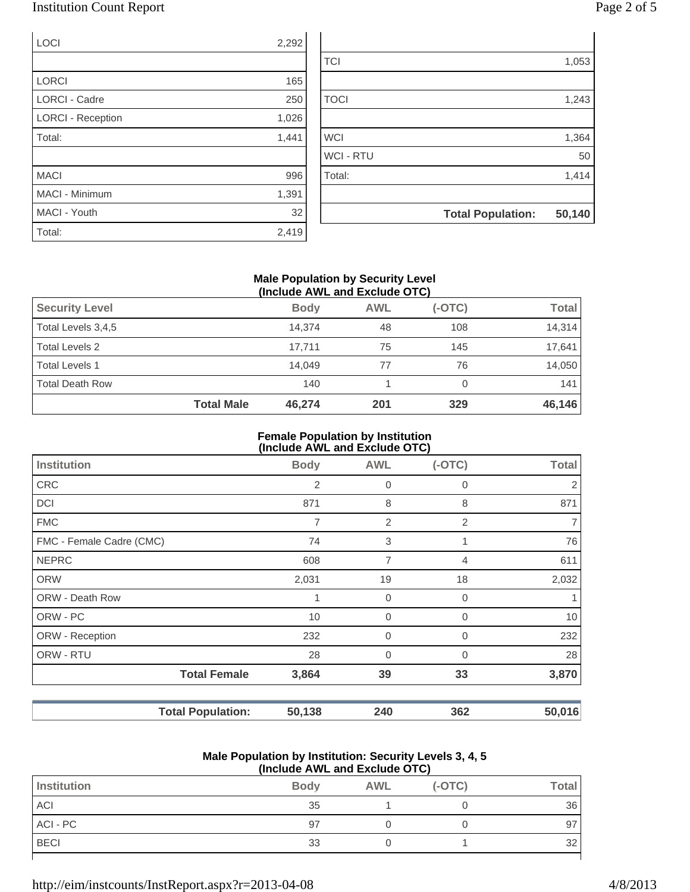| | |
|---|---|
| LOCI | 2,292 |
| | |
| LORCI | 165 |
| LORCI - Cadre | 250 |
| LORCI - Reception | 1,026 |
| Total: | 1,441 |
| | |
| MACI | 996 |
| MACI - Minimum | 1,391 |
| MACI - Youth | 32 |
| Total: | 2,419 |

| | |
|---|---|
| | |
| TCI | 1,053 |
| | |
| TOCI | 1,243 |
| | |
| WCI | 1,364 |
| WCI - RTU | 50 |
| Total: | 1,414 |
| | |
| **Total Population:** | **50,140** |

### Male Population by Security Level (Include AWL and Exclude OTC)

| Security Level | | Body | AWL | (-OTC) | Total |
|---|---|---|---|---|---|
| Total Levels 3,4,5 | | 14,374 | 48 | 108 | 14,314 |
| Total Levels 2 | | 17,711 | 75 | 145 | 17,641 |
| Total Levels 1 | | 14,049 | 77 | 76 | 14,050 |
| Total Death Row | | 140 | 1 | 0 | 141 |
| | **Total Male** | **46,274** | **201** | **329** | **46,146** |

### Female Population by Institution (Include AWL and Exclude OTC)

| Institution | | Body | AWL | (-OTC) | Total |
|---|---|---|---|---|---|
| CRC | | 2 | 0 | 0 | 2 |
| DCI | | 871 | 8 | 8 | 871 |
| FMC | | 7 | 2 | 2 | 7 |
| FMC - Female Cadre (CMC) | | 74 | 3 | 1 | 76 |
| NEPRC | | 608 | 7 | 4 | 611 |
| ORW | | 2,031 | 19 | 18 | 2,032 |
| ORW - Death Row | | 1 | 0 | 0 | 1 |
| ORW - PC | | 10 | 0 | 0 | 10 |
| ORW - Reception | | 232 | 0 | 0 | 232 |
| ORW - RTU | | 28 | 0 | 0 | 28 |
| | **Total Female** | **3,864** | **39** | **33** | **3,870** |

| | | | | | |
|---|---|---|---|---|---|
| | **Total Population:** | **50,138** | **240** | **362** | **50,016** |

### Male Population by Institution: Security Levels 3, 4, 5 (Include AWL and Exclude OTC)

| Institution | Body | AWL | (-OTC) | Total |
|---|---|---|---|---|
| ACI | 35 | 1 | 0 | 36 |
| ACI - PC | 97 | 0 | 0 | 97 |
| BECI | 33 | 0 | 1 | 32 |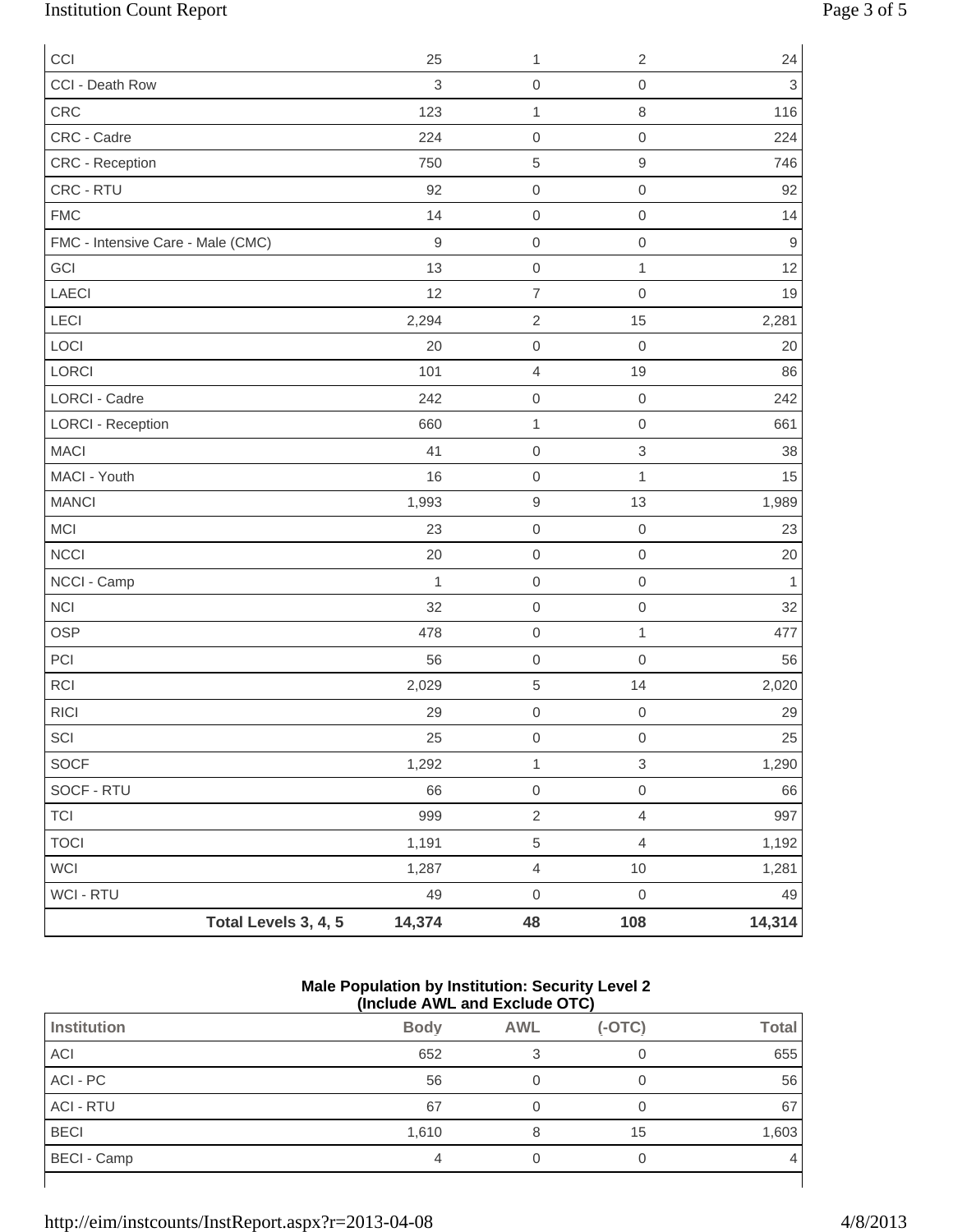| | | | | |
|---|---|---|---|---|
| CCI | 25 | 1 | 2 | 24 |
| CCI - Death Row | 3 | 0 | 0 | 3 |
| CRC | 123 | 1 | 8 | 116 |
| CRC - Cadre | 224 | 0 | 0 | 224 |
| CRC - Reception | 750 | 5 | 9 | 746 |
| CRC - RTU | 92 | 0 | 0 | 92 |
| FMC | 14 | 0 | 0 | 14 |
| FMC - Intensive Care - Male (CMC) | 9 | 0 | 0 | 9 |
| GCI | 13 | 0 | 1 | 12 |
| LAECI | 12 | 7 | 0 | 19 |
| LECI | 2,294 | 2 | 15 | 2,281 |
| LOCI | 20 | 0 | 0 | 20 |
| LORCI | 101 | 4 | 19 | 86 |
| LORCI - Cadre | 242 | 0 | 0 | 242 |
| LORCI - Reception | 660 | 1 | 0 | 661 |
| MACI | 41 | 0 | 3 | 38 |
| MACI - Youth | 16 | 0 | 1 | 15 |
| MANCI | 1,993 | 9 | 13 | 1,989 |
| MCI | 23 | 0 | 0 | 23 |
| NCCI | 20 | 0 | 0 | 20 |
| NCCI - Camp | 1 | 0 | 0 | 1 |
| NCI | 32 | 0 | 0 | 32 |
| OSP | 478 | 0 | 1 | 477 |
| PCI | 56 | 0 | 0 | 56 |
| RCI | 2,029 | 5 | 14 | 2,020 |
| RICI | 29 | 0 | 0 | 29 |
| SCI | 25 | 0 | 0 | 25 |
| SOCF | 1,292 | 1 | 3 | 1,290 |
| SOCF - RTU | 66 | 0 | 0 | 66 |
| TCI | 999 | 2 | 4 | 997 |
| TOCI | 1,191 | 5 | 4 | 1,192 |
| WCI | 1,287 | 4 | 10 | 1,281 |
| WCI - RTU | 49 | 0 | 0 | 49 |
| **Total Levels 3, 4, 5** | **14,374** | **48** | **108** | **14,314** |

**Male Population by Institution: Security Level 2**
**(Include AWL and Exclude OTC)**

| Institution | Body | AWL | (-OTC) | Total |
|---|---|---|---|---|
| ACI | 652 | 3 | 0 | 655 |
| ACI - PC | 56 | 0 | 0 | 56 |
| ACI - RTU | 67 | 0 | 0 | 67 |
| BECI | 1,610 | 8 | 15 | 1,603 |
| BECI - Camp | 4 | 0 | 0 | 4 |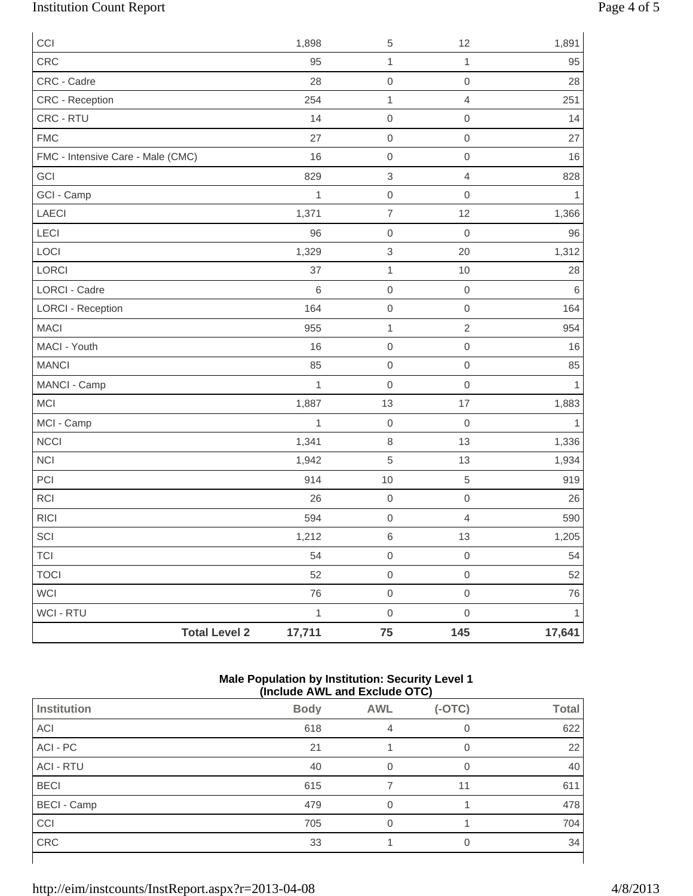| | | | | |
|---|---|---|---|---|
| CCI | 1,898 | 5 | 12 | 1,891 |
| CRC | 95 | 1 | 1 | 95 |
| CRC - Cadre | 28 | 0 | 0 | 28 |
| CRC - Reception | 254 | 1 | 4 | 251 |
| CRC - RTU | 14 | 0 | 0 | 14 |
| FMC | 27 | 0 | 0 | 27 |
| FMC - Intensive Care - Male (CMC) | 16 | 0 | 0 | 16 |
| GCI | 829 | 3 | 4 | 828 |
| GCI - Camp | 1 | 0 | 0 | 1 |
| LAECI | 1,371 | 7 | 12 | 1,366 |
| LECI | 96 | 0 | 0 | 96 |
| LOCI | 1,329 | 3 | 20 | 1,312 |
| LORCI | 37 | 1 | 10 | 28 |
| LORCI - Cadre | 6 | 0 | 0 | 6 |
| LORCI - Reception | 164 | 0 | 0 | 164 |
| MACI | 955 | 1 | 2 | 954 |
| MACI - Youth | 16 | 0 | 0 | 16 |
| MANCI | 85 | 0 | 0 | 85 |
| MANCI - Camp | 1 | 0 | 0 | 1 |
| MCI | 1,887 | 13 | 17 | 1,883 |
| MCI - Camp | 1 | 0 | 0 | 1 |
| NCCI | 1,341 | 8 | 13 | 1,336 |
| NCI | 1,942 | 5 | 13 | 1,934 |
| PCI | 914 | 10 | 5 | 919 |
| RCI | 26 | 0 | 0 | 26 |
| RICI | 594 | 0 | 4 | 590 |
| SCI | 1,212 | 6 | 13 | 1,205 |
| TCI | 54 | 0 | 0 | 54 |
| TOCI | 52 | 0 | 0 | 52 |
| WCI | 76 | 0 | 0 | 76 |
| WCI - RTU | 1 | 0 | 0 | 1 |
| **Total Level 2** | **17,711** | **75** | **145** | **17,641** |

**Male Population by Institution: Security Level 1**
**(Include AWL and Exclude OTC)**

| Institution | Body | AWL | (-OTC) | Total |
|---|---|---|---|---|
| ACI | 618 | 4 | 0 | 622 |
| ACI - PC | 21 | 1 | 0 | 22 |
| ACI - RTU | 40 | 0 | 0 | 40 |
| BECI | 615 | 7 | 11 | 611 |
| BECI - Camp | 479 | 0 | 1 | 478 |
| CCI | 705 | 0 | 1 | 704 |
| CRC | 33 | 1 | 0 | 34 |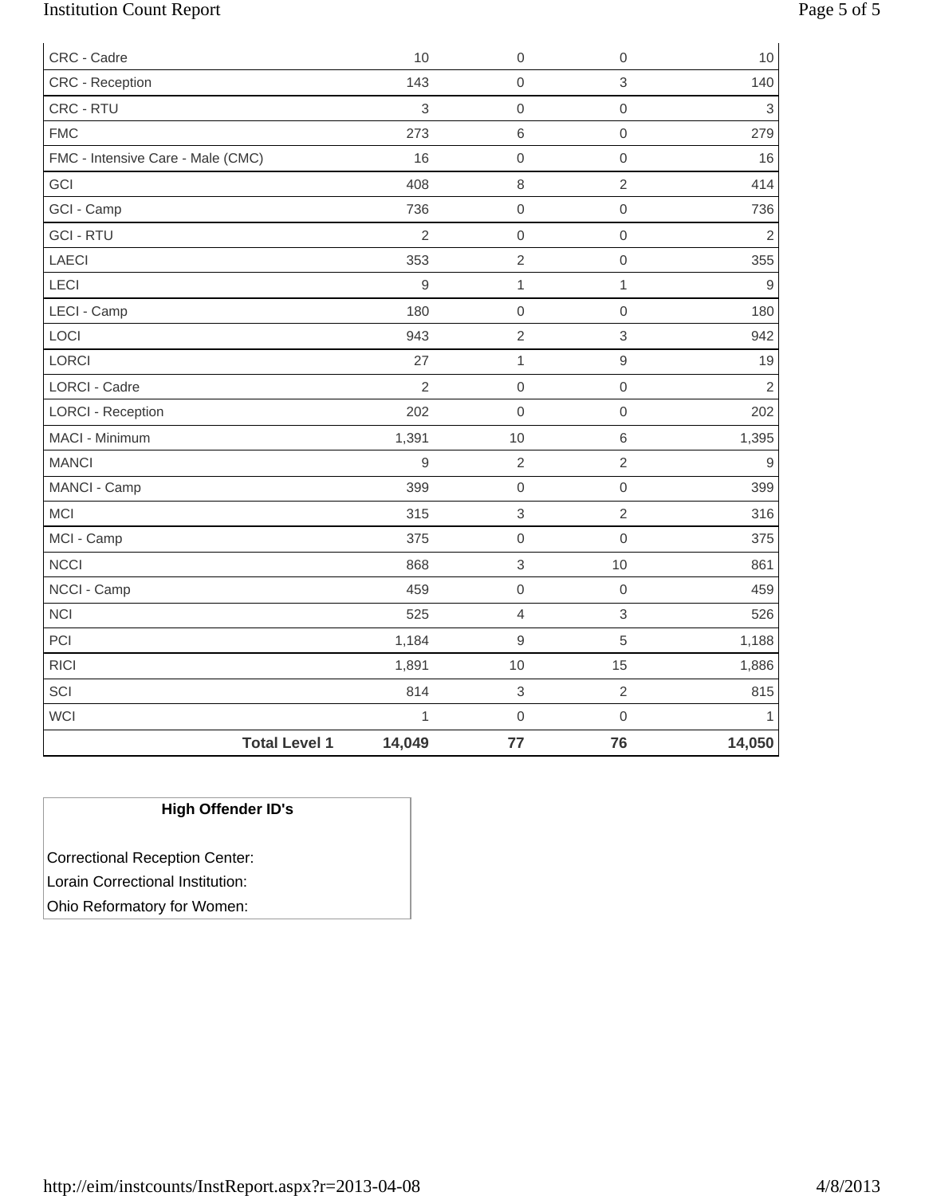| | | | | |
|---|---|---|---|---|
| CRC - Cadre | 10 | 0 | 0 | 10 |
| CRC - Reception | 143 | 0 | 3 | 140 |
| CRC - RTU | 3 | 0 | 0 | 3 |
| FMC | 273 | 6 | 0 | 279 |
| FMC - Intensive Care - Male (CMC) | 16 | 0 | 0 | 16 |
| GCI | 408 | 8 | 2 | 414 |
| GCI - Camp | 736 | 0 | 0 | 736 |
| GCI - RTU | 2 | 0 | 0 | 2 |
| LAECI | 353 | 2 | 0 | 355 |
| LECI | 9 | 1 | 1 | 9 |
| LECI - Camp | 180 | 0 | 0 | 180 |
| LOCI | 943 | 2 | 3 | 942 |
| LORCI | 27 | 1 | 9 | 19 |
| LORCI - Cadre | 2 | 0 | 0 | 2 |
| LORCI - Reception | 202 | 0 | 0 | 202 |
| MACI - Minimum | 1,391 | 10 | 6 | 1,395 |
| MANCI | 9 | 2 | 2 | 9 |
| MANCI - Camp | 399 | 0 | 0 | 399 |
| MCI | 315 | 3 | 2 | 316 |
| MCI - Camp | 375 | 0 | 0 | 375 |
| NCCI | 868 | 3 | 10 | 861 |
| NCCI - Camp | 459 | 0 | 0 | 459 |
| NCI | 525 | 4 | 3 | 526 |
| PCI | 1,184 | 9 | 5 | 1,188 |
| RICI | 1,891 | 10 | 15 | 1,886 |
| SCI | 814 | 3 | 2 | 815 |
| WCI | 1 | 0 | 0 | 1 |
| **Total Level 1** | **14,049** | **77** | **76** | **14,050** |

**High Offender ID's**

Correctional Reception Center:

Lorain Correctional Institution:

Ohio Reformatory for Women: